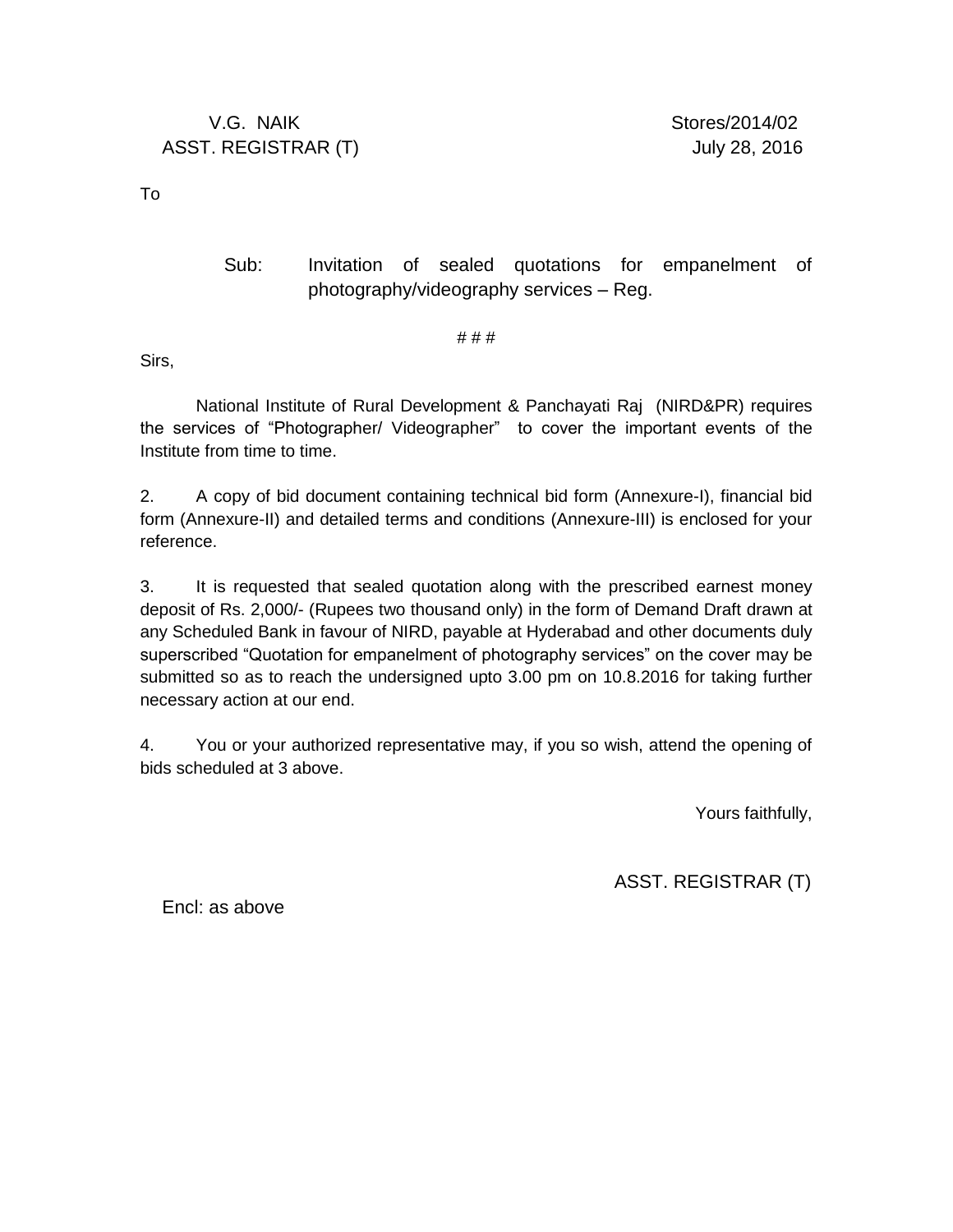V.G. NAIK  
ASST. REGISTRAR (T)

Stores/2014/02  
July 28, 2016

To

Sub: Invitation of sealed quotations for empanelment of photography/videography services – Reg.

# # #

Sirs,

National Institute of Rural Development & Panchayati Raj (NIRD&PR) requires the services of "Photographer/ Videographer" to cover the important events of the Institute from time to time.

2. A copy of bid document containing technical bid form (Annexure-I), financial bid form (Annexure-II) and detailed terms and conditions (Annexure-III) is enclosed for your reference.

3. It is requested that sealed quotation along with the prescribed earnest money deposit of Rs. 2,000/- (Rupees two thousand only) in the form of Demand Draft drawn at any Scheduled Bank in favour of NIRD, payable at Hyderabad and other documents duly superscribed "Quotation for empanelment of photography services" on the cover may be submitted so as to reach the undersigned upto 3.00 pm on 10.8.2016 for taking further necessary action at our end.

4. You or your authorized representative may, if you so wish, attend the opening of bids scheduled at 3 above.

Yours faithfully,

ASST. REGISTRAR (T)

Encl: as above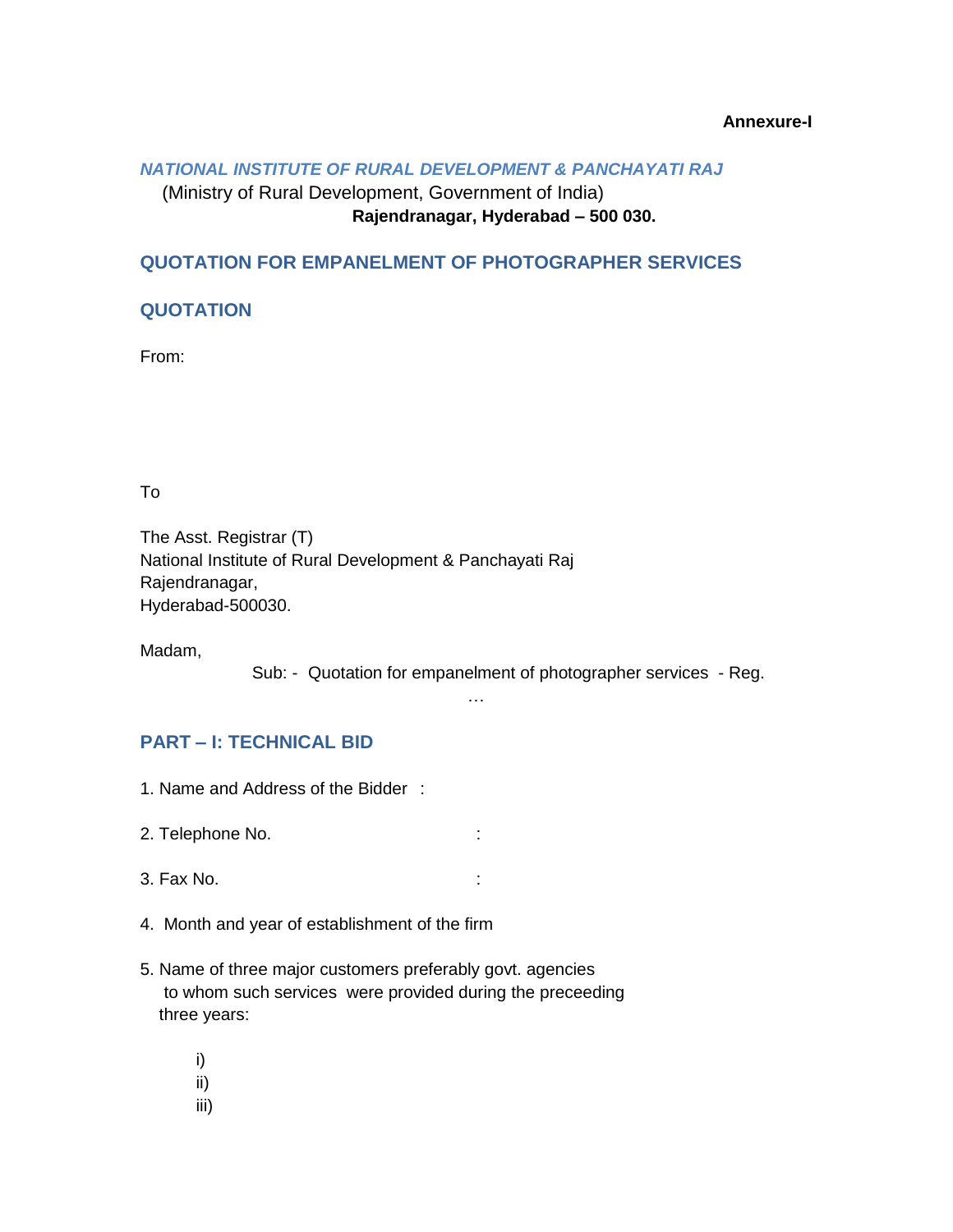**Annexure-I**

***NATIONAL INSTITUTE OF RURAL DEVELOPMENT & PANCHAYATI RAJ***

(Ministry of Rural Development, Government of India)

**Rajendranagar, Hyderabad – 500 030.**

## QUOTATION FOR EMPANELMENT OF PHOTOGRAPHER SERVICES

## QUOTATION

From:

To

The Asst. Registrar (T)
National Institute of Rural Development & Panchayati Raj
Rajendranagar,
Hyderabad-500030.

Madam,

Sub: - Quotation for empanelment of photographer services - Reg.

…

## PART – I: TECHNICAL BID

1. Name and Address of the Bidder :

2. Telephone No. :

3. Fax No. :

4. Month and year of establishment of the firm

5. Name of three major customers preferably govt. agencies to whom such services were provided during the preceeding three years:

   i)
   ii)
   iii)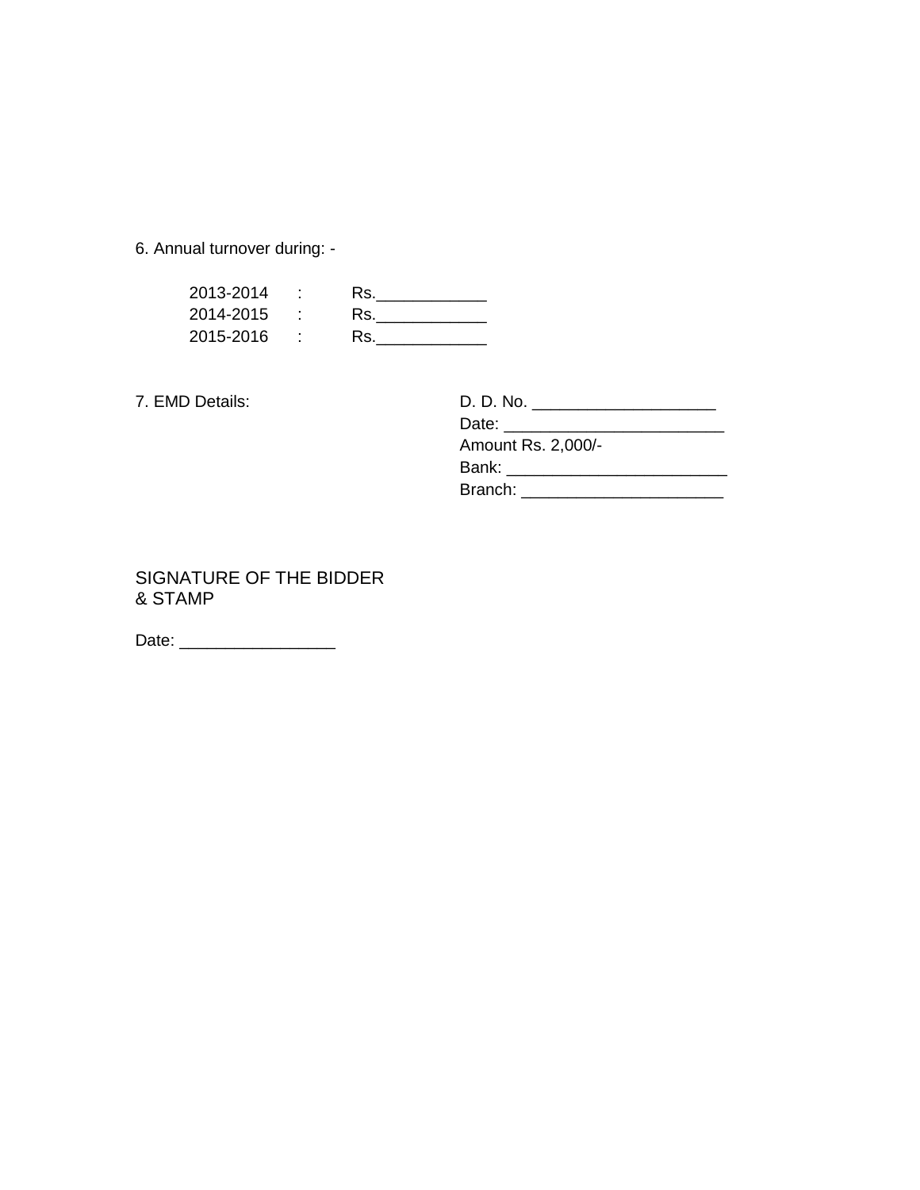6. Annual turnover during: -

| | | |
|---|---|---|
| 2013-2014 | : | Rs.____________ |
| 2014-2015 | : | Rs.____________ |
| 2015-2016 | : | Rs.____________ |

7. EMD Details:

D. D. No. ____________________
Date: ________________________
Amount Rs. 2,000/-
Bank: ________________________
Branch: ______________________

SIGNATURE OF THE BIDDER
& STAMP

Date: _________________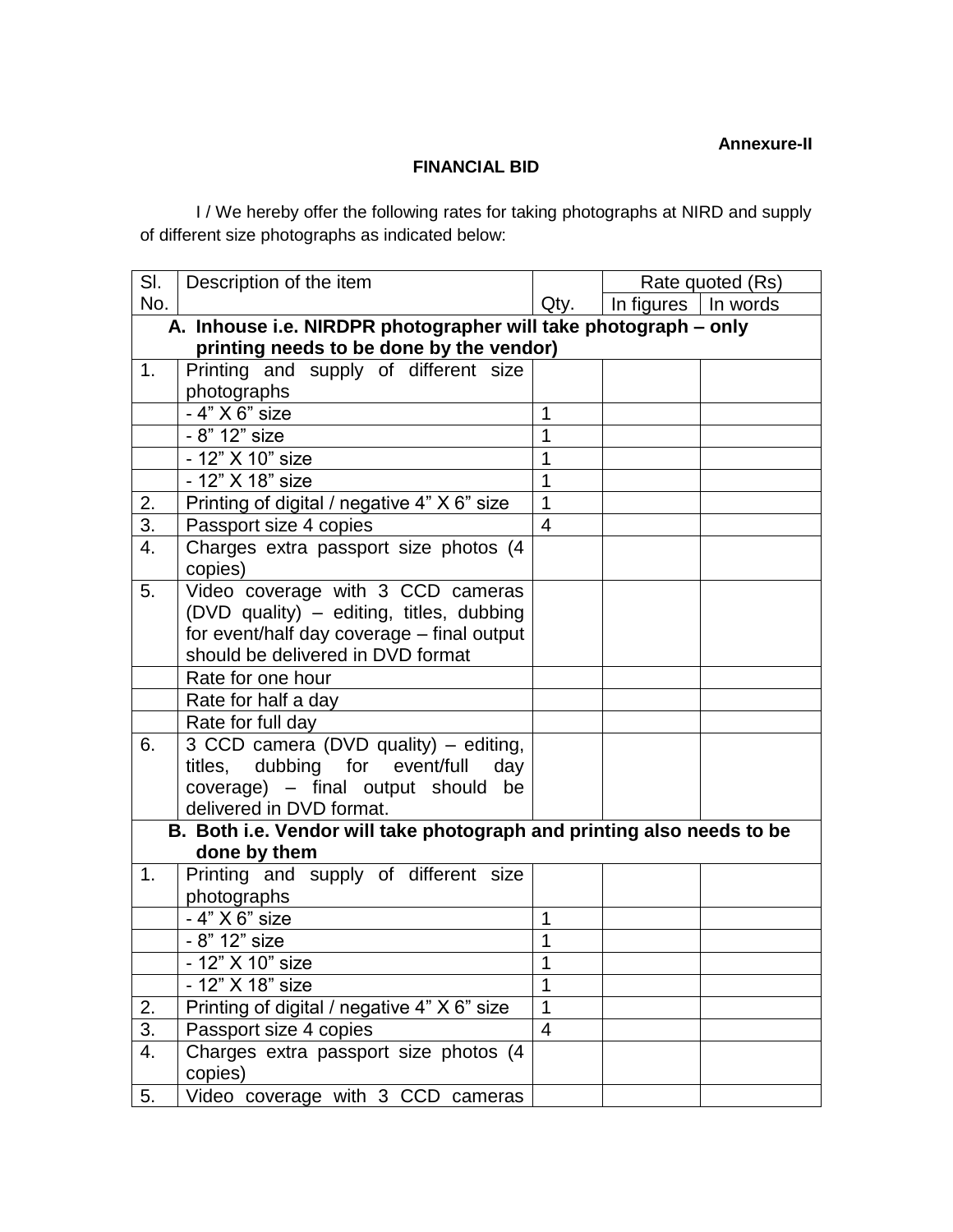Annexure-II

**FINANCIAL BID**

I / We hereby offer the following rates for taking photographs at NIRD and supply of different size photographs as indicated below:

| Sl. No. | Description of the item | Qty. | Rate quoted (Rs) | |
|---|---|---|---|---|
| | | | In figures | In words |
| **A. Inhouse i.e. NIRDPR photographer will take photograph – only printing needs to be done by the vendor)** | | | | |
| 1. | Printing and supply of different size photographs | | | |
| | - 4" X 6" size | 1 | | |
| | - 8" 12" size | 1 | | |
| | - 12" X 10" size | 1 | | |
| | - 12" X 18" size | 1 | | |
| 2. | Printing of digital / negative 4" X 6" size | 1 | | |
| 3. | Passport size 4 copies | 4 | | |
| 4. | Charges extra passport size photos (4 copies) | | | |
| 5. | Video coverage with 3 CCD cameras (DVD quality) – editing, titles, dubbing for event/half day coverage – final output should be delivered in DVD format | | | |
| | Rate for one hour | | | |
| | Rate for half a day | | | |
| | Rate for full day | | | |
| 6. | 3 CCD camera (DVD quality) – editing, titles, dubbing for event/full day coverage) – final output should be delivered in DVD format. | | | |
| **B. Both i.e. Vendor will take photograph and printing also needs to be done by them** | | | | |
| 1. | Printing and supply of different size photographs | | | |
| | - 4" X 6" size | 1 | | |
| | - 8" 12" size | 1 | | |
| | - 12" X 10" size | 1 | | |
| | - 12" X 18" size | 1 | | |
| 2. | Printing of digital / negative 4" X 6" size | 1 | | |
| 3. | Passport size 4 copies | 4 | | |
| 4. | Charges extra passport size photos (4 copies) | | | |
| 5. | Video coverage with 3 CCD cameras | | | |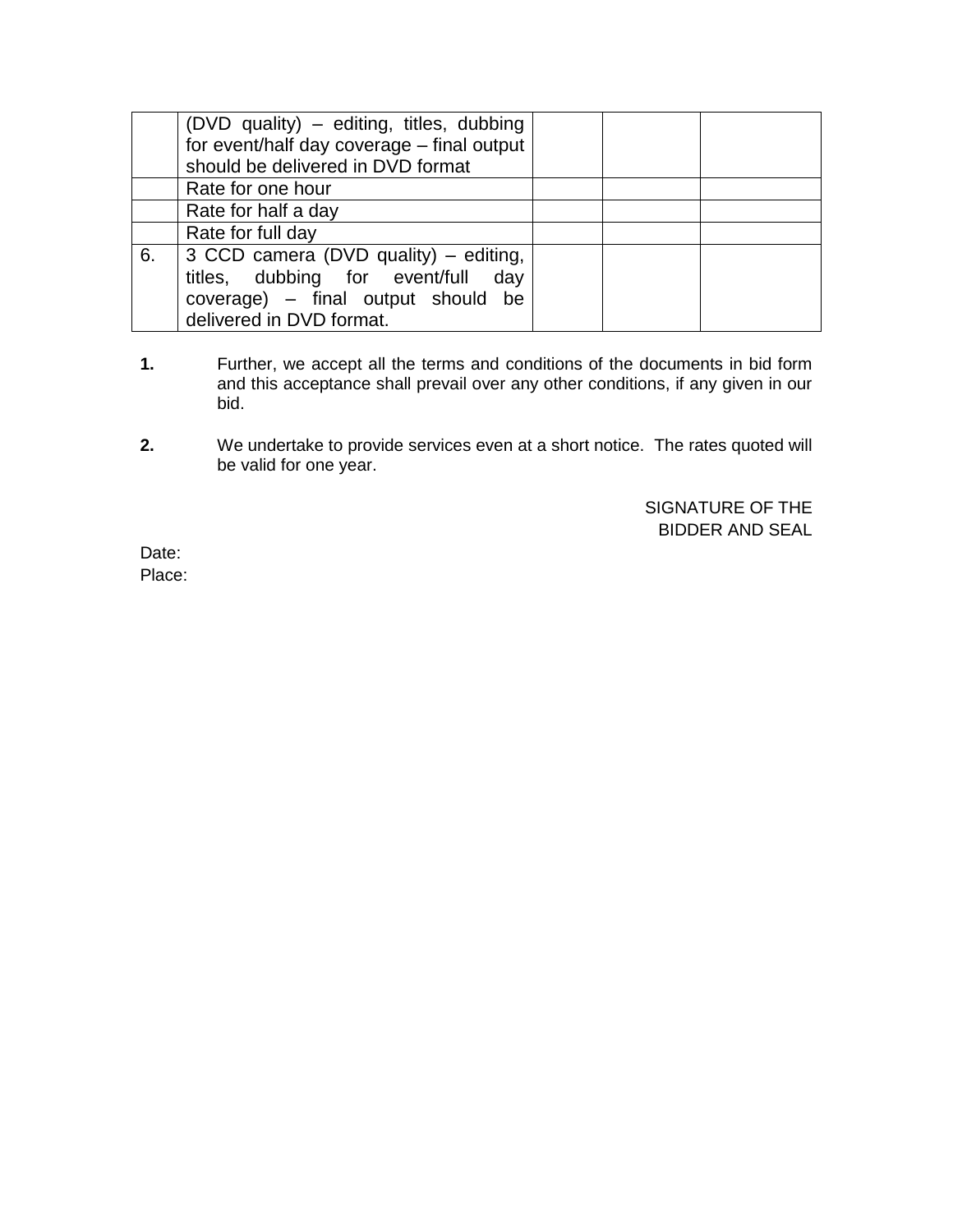| | | | | |
|---|---|---|---|---|
| | (DVD quality) – editing, titles, dubbing for event/half day coverage – final output should be delivered in DVD format | | | |
| | Rate for one hour | | | |
| | Rate for half a day | | | |
| | Rate for full day | | | |
| 6. | 3 CCD camera (DVD quality) – editing, titles, dubbing for event/full day coverage) – final output should be delivered in DVD format. | | | |

**1.** Further, we accept all the terms and conditions of the documents in bid form and this acceptance shall prevail over any other conditions, if any given in our bid.

**2.** We undertake to provide services even at a short notice. The rates quoted will be valid for one year.

SIGNATURE OF THE BIDDER AND SEAL

Date:
Place: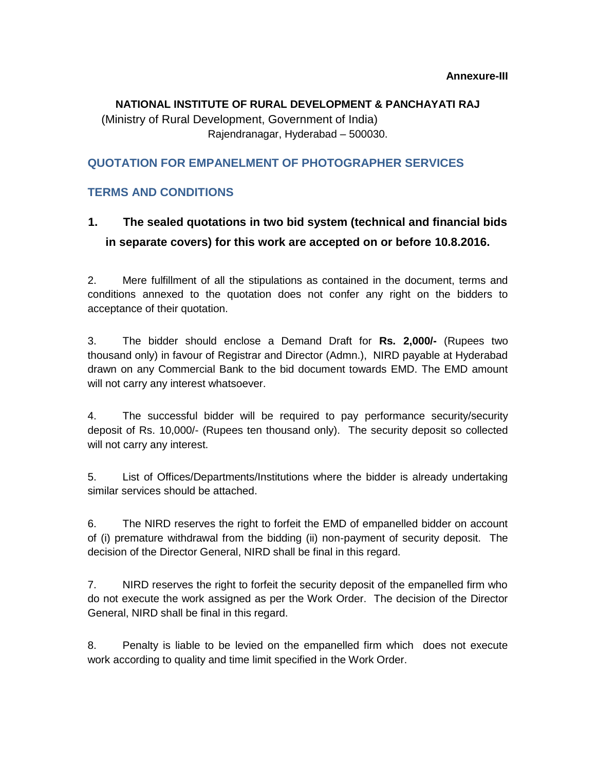**Annexure-III**

**NATIONAL INSTITUTE OF RURAL DEVELOPMENT & PANCHAYATI RAJ**

(Ministry of Rural Development, Government of India)

Rajendranagar, Hyderabad – 500030.

## QUOTATION FOR EMPANELMENT OF PHOTOGRAPHER SERVICES

## TERMS AND CONDITIONS

1. **The sealed quotations in two bid system (technical and financial bids in separate covers) for this work are accepted on or before 10.8.2016.**

2. Mere fulfillment of all the stipulations as contained in the document, terms and conditions annexed to the quotation does not confer any right on the bidders to acceptance of their quotation.

3. The bidder should enclose a Demand Draft for **Rs. 2,000/-** (Rupees two thousand only) in favour of Registrar and Director (Admn.), NIRD payable at Hyderabad drawn on any Commercial Bank to the bid document towards EMD. The EMD amount will not carry any interest whatsoever.

4. The successful bidder will be required to pay performance security/security deposit of Rs. 10,000/- (Rupees ten thousand only). The security deposit so collected will not carry any interest.

5. List of Offices/Departments/Institutions where the bidder is already undertaking similar services should be attached.

6. The NIRD reserves the right to forfeit the EMD of empanelled bidder on account of (i) premature withdrawal from the bidding (ii) non-payment of security deposit. The decision of the Director General, NIRD shall be final in this regard.

7. NIRD reserves the right to forfeit the security deposit of the empanelled firm who do not execute the work assigned as per the Work Order. The decision of the Director General, NIRD shall be final in this regard.

8. Penalty is liable to be levied on the empanelled firm which does not execute work according to quality and time limit specified in the Work Order.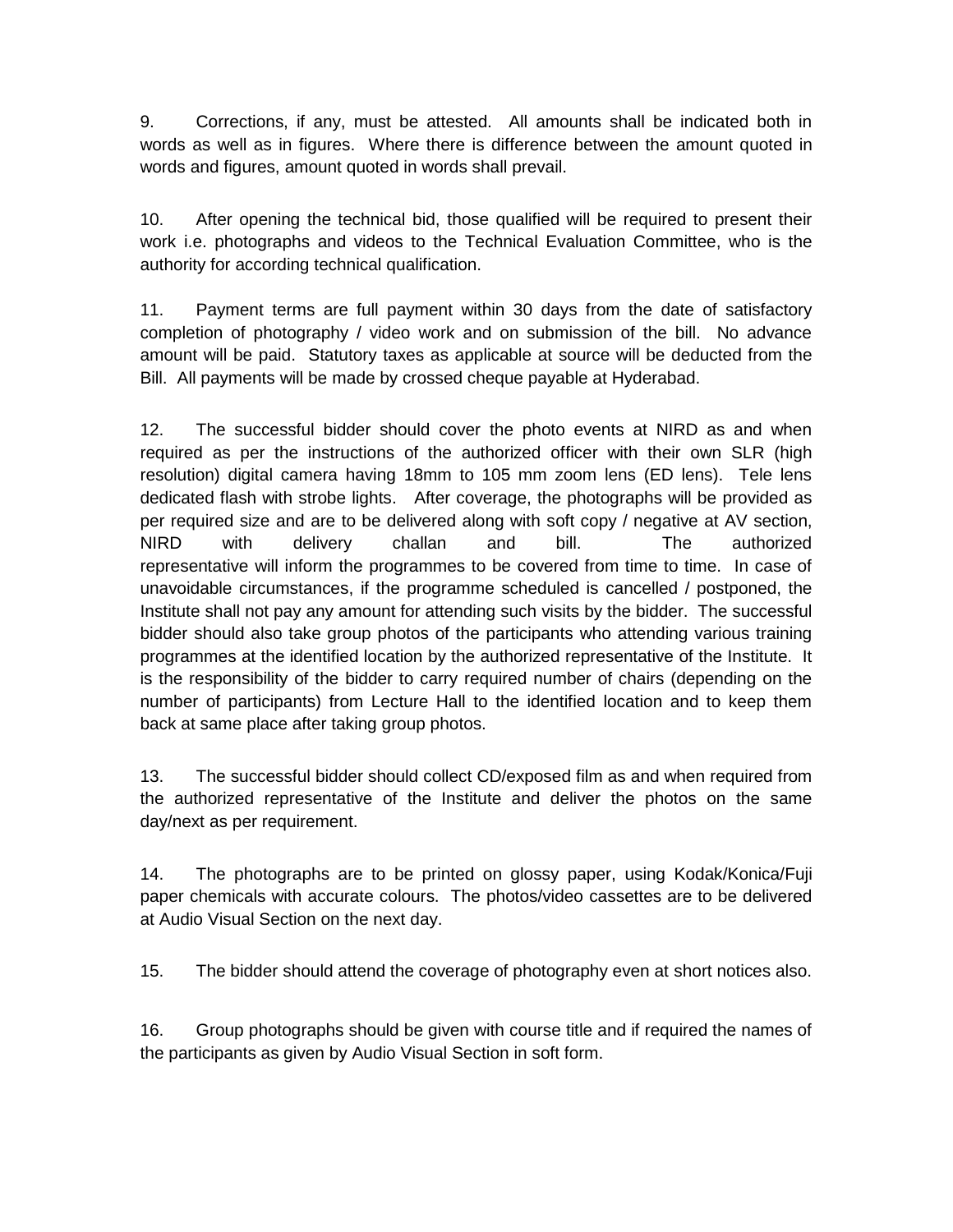9. Corrections, if any, must be attested. All amounts shall be indicated both in words as well as in figures. Where there is difference between the amount quoted in words and figures, amount quoted in words shall prevail.

10. After opening the technical bid, those qualified will be required to present their work i.e. photographs and videos to the Technical Evaluation Committee, who is the authority for according technical qualification.

11. Payment terms are full payment within 30 days from the date of satisfactory completion of photography / video work and on submission of the bill. No advance amount will be paid. Statutory taxes as applicable at source will be deducted from the Bill. All payments will be made by crossed cheque payable at Hyderabad.

12. The successful bidder should cover the photo events at NIRD as and when required as per the instructions of the authorized officer with their own SLR (high resolution) digital camera having 18mm to 105 mm zoom lens (ED lens). Tele lens dedicated flash with strobe lights. After coverage, the photographs will be provided as per required size and are to be delivered along with soft copy / negative at AV section, NIRD with delivery challan and bill. The authorized representative will inform the programmes to be covered from time to time. In case of unavoidable circumstances, if the programme scheduled is cancelled / postponed, the Institute shall not pay any amount for attending such visits by the bidder. The successful bidder should also take group photos of the participants who attending various training programmes at the identified location by the authorized representative of the Institute. It is the responsibility of the bidder to carry required number of chairs (depending on the number of participants) from Lecture Hall to the identified location and to keep them back at same place after taking group photos.

13. The successful bidder should collect CD/exposed film as and when required from the authorized representative of the Institute and deliver the photos on the same day/next as per requirement.

14. The photographs are to be printed on glossy paper, using Kodak/Konica/Fuji paper chemicals with accurate colours. The photos/video cassettes are to be delivered at Audio Visual Section on the next day.

15. The bidder should attend the coverage of photography even at short notices also.

16. Group photographs should be given with course title and if required the names of the participants as given by Audio Visual Section in soft form.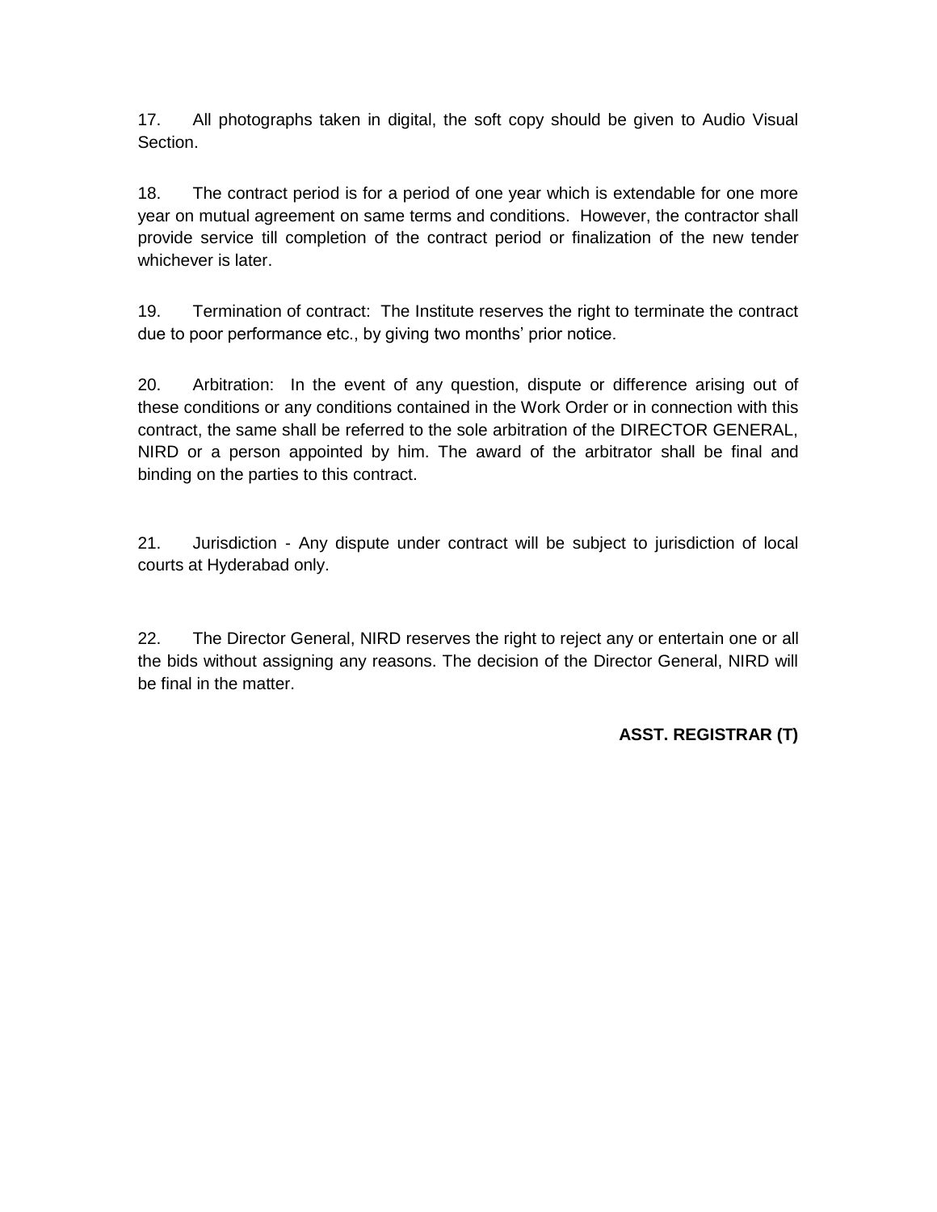17. All photographs taken in digital, the soft copy should be given to Audio Visual Section.

18. The contract period is for a period of one year which is extendable for one more year on mutual agreement on same terms and conditions. However, the contractor shall provide service till completion of the contract period or finalization of the new tender whichever is later.

19. Termination of contract: The Institute reserves the right to terminate the contract due to poor performance etc., by giving two months' prior notice.

20. Arbitration: In the event of any question, dispute or difference arising out of these conditions or any conditions contained in the Work Order or in connection with this contract, the same shall be referred to the sole arbitration of the DIRECTOR GENERAL, NIRD or a person appointed by him. The award of the arbitrator shall be final and binding on the parties to this contract.

21. Jurisdiction - Any dispute under contract will be subject to jurisdiction of local courts at Hyderabad only.

22. The Director General, NIRD reserves the right to reject any or entertain one or all the bids without assigning any reasons. The decision of the Director General, NIRD will be final in the matter.

**ASST. REGISTRAR (T)**